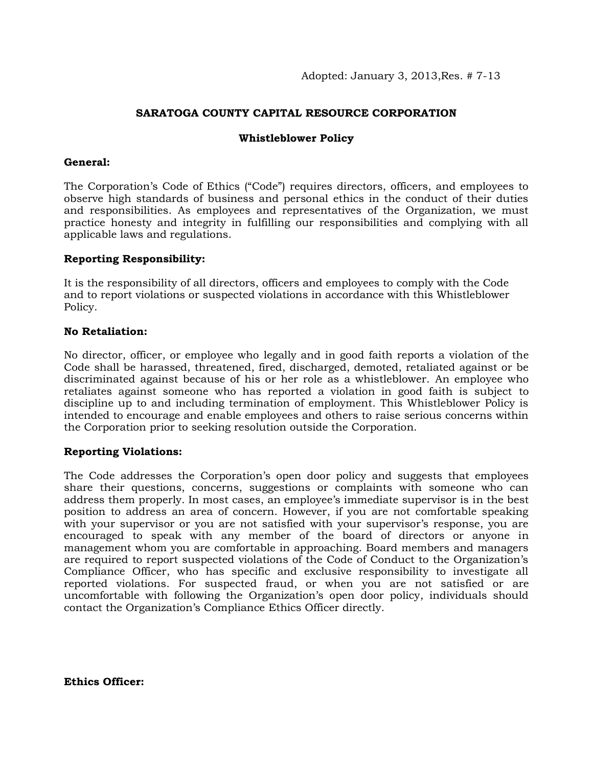Adopted: January 3, 2013,Res. # 7-13

# SARATOGA COUNTY CAPITAL RESOURCE CORPORATION

## Whistleblower Policy

**General:**

The Corporation's Code of Ethics ("Code") requires directors, officers, and employees to observe high standards of business and personal ethics in the conduct of their duties and responsibilities. As employees and representatives of the Organization, we must practice honesty and integrity in fulfilling our responsibilities and complying with all applicable laws and regulations.

**Reporting Responsibility:**

It is the responsibility of all directors, officers and employees to comply with the Code and to report violations or suspected violations in accordance with this Whistleblower Policy.

**No Retaliation:**

No director, officer, or employee who legally and in good faith reports a violation of the Code shall be harassed, threatened, fired, discharged, demoted, retaliated against or be discriminated against because of his or her role as a whistleblower. An employee who retaliates against someone who has reported a violation in good faith is subject to discipline up to and including termination of employment. This Whistleblower Policy is intended to encourage and enable employees and others to raise serious concerns within the Corporation prior to seeking resolution outside the Corporation.

**Reporting Violations:**

The Code addresses the Corporation's open door policy and suggests that employees share their questions, concerns, suggestions or complaints with someone who can address them properly. In most cases, an employee's immediate supervisor is in the best position to address an area of concern. However, if you are not comfortable speaking with your supervisor or you are not satisfied with your supervisor's response, you are encouraged to speak with any member of the board of directors or anyone in management whom you are comfortable in approaching. Board members and managers are required to report suspected violations of the Code of Conduct to the Organization's Compliance Officer, who has specific and exclusive responsibility to investigate all reported violations. For suspected fraud, or when you are not satisfied or are uncomfortable with following the Organization's open door policy, individuals should contact the Organization's Compliance Ethics Officer directly.

**Ethics Officer:**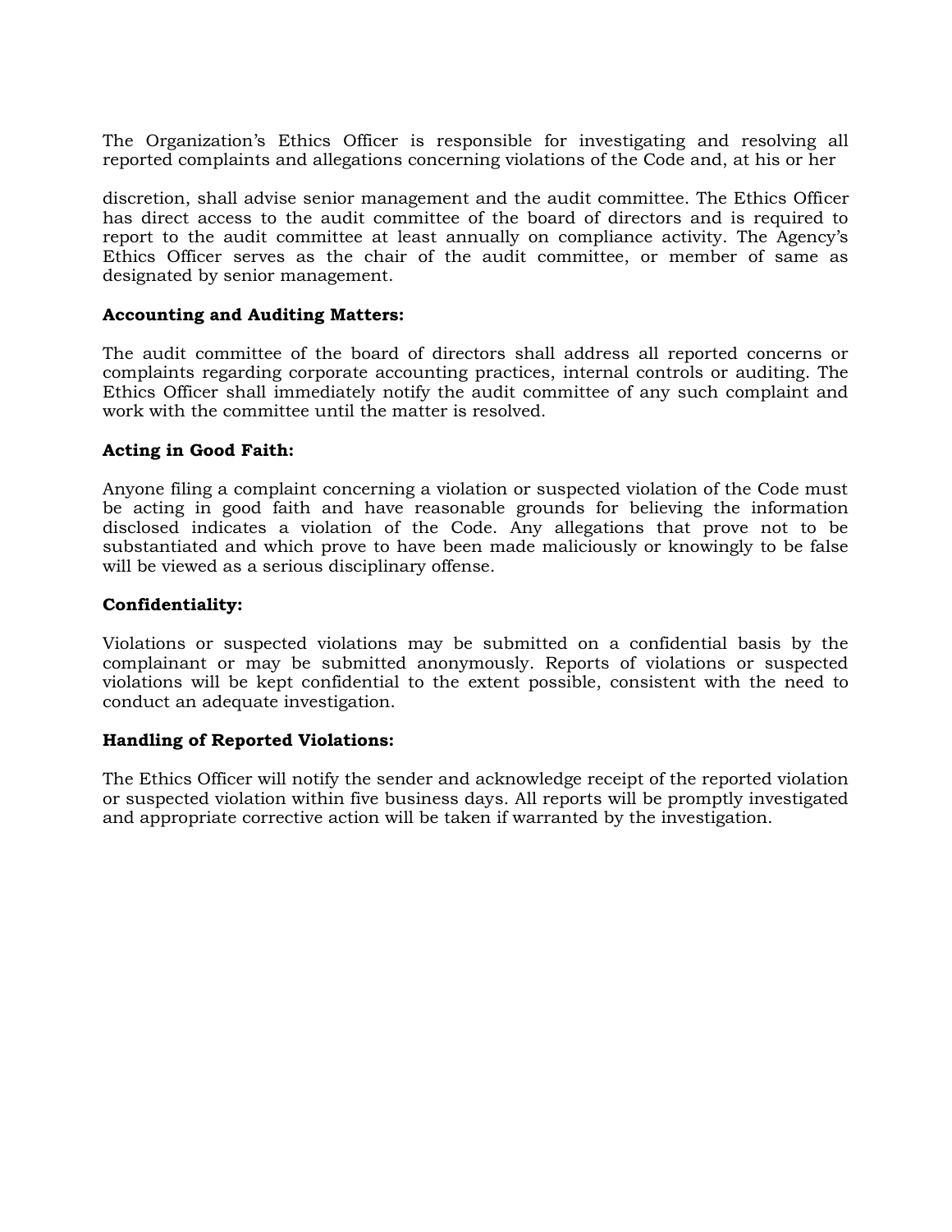The Organization's Ethics Officer is responsible for investigating and resolving all reported complaints and allegations concerning violations of the Code and, at his or her

discretion, shall advise senior management and the audit committee. The Ethics Officer has direct access to the audit committee of the board of directors and is required to report to the audit committee at least annually on compliance activity. The Agency's Ethics Officer serves as the chair of the audit committee, or member of same as designated by senior management.

**Accounting and Auditing Matters:**

The audit committee of the board of directors shall address all reported concerns or complaints regarding corporate accounting practices, internal controls or auditing. The Ethics Officer shall immediately notify the audit committee of any such complaint and work with the committee until the matter is resolved.

**Acting in Good Faith:**

Anyone filing a complaint concerning a violation or suspected violation of the Code must be acting in good faith and have reasonable grounds for believing the information disclosed indicates a violation of the Code. Any allegations that prove not to be substantiated and which prove to have been made maliciously or knowingly to be false will be viewed as a serious disciplinary offense.

**Confidentiality:**

Violations or suspected violations may be submitted on a confidential basis by the complainant or may be submitted anonymously. Reports of violations or suspected violations will be kept confidential to the extent possible, consistent with the need to conduct an adequate investigation.

**Handling of Reported Violations:**

The Ethics Officer will notify the sender and acknowledge receipt of the reported violation or suspected violation within five business days. All reports will be promptly investigated and appropriate corrective action will be taken if warranted by the investigation.